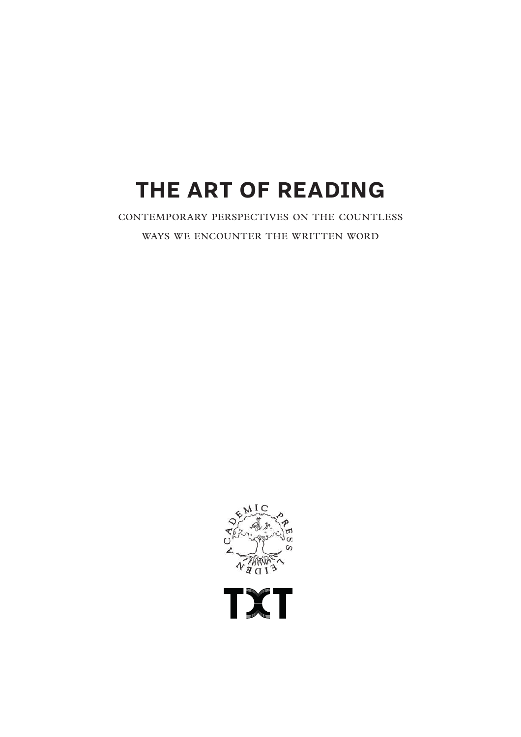# THE ART OF READING

CONTEMPORARY PERSPECTIVES ON THE COUNTLESS WAYS WE ENCOUNTER THE WRITTEN WORD

ACADEMIC PRESS LEIDEN

TXT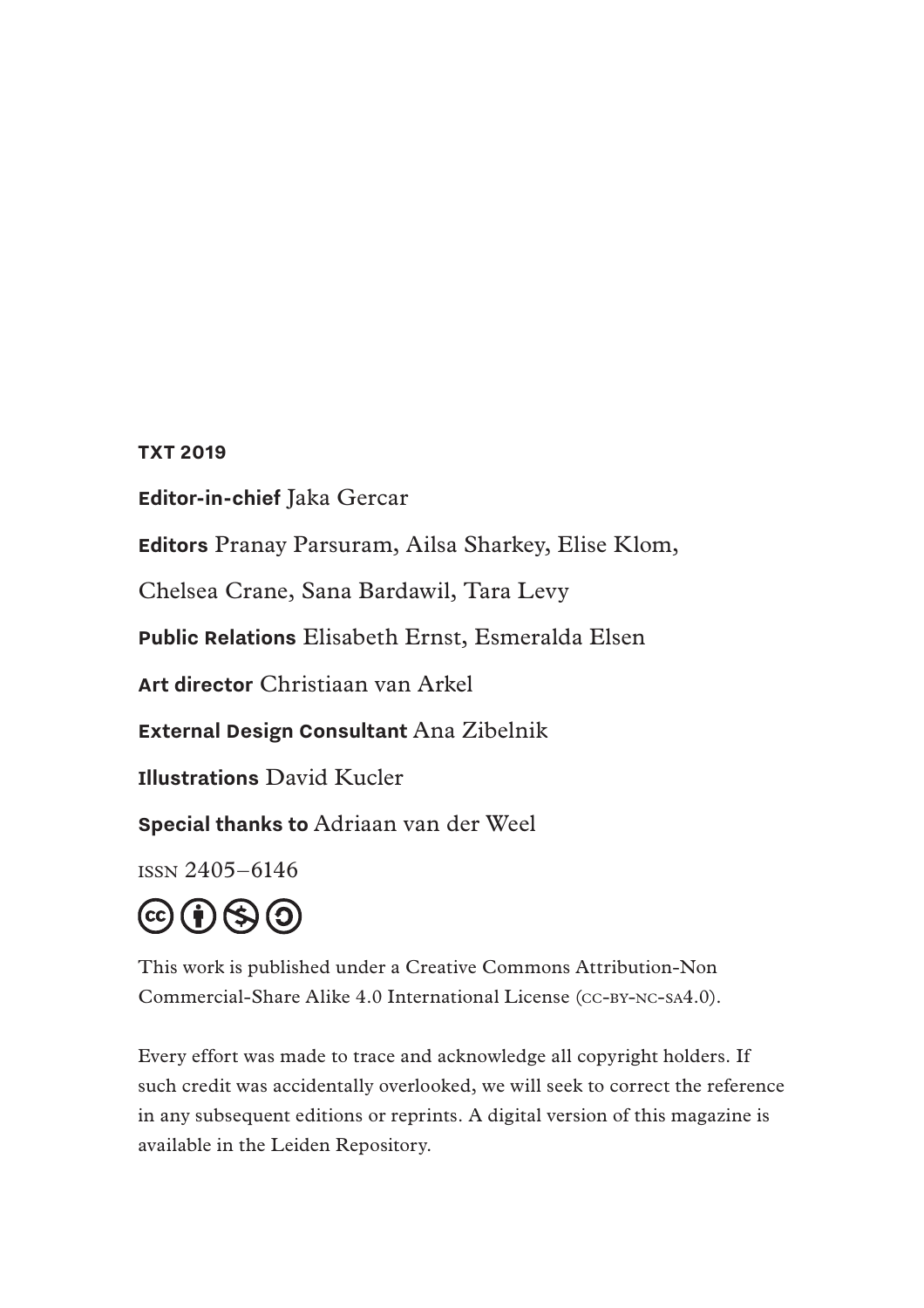**TXT 2019**

**Editor-in-chief** Jaka Gercar

**Editors** Pranay Parsuram, Ailsa Sharkey, Elise Klom, Chelsea Crane, Sana Bardawil, Tara Levy

**Public Relations** Elisabeth Ernst, Esmeralda Elsen

**Art director** Christiaan van Arkel

**External Design Consultant** Ana Zibelnik

**Illustrations** David Kucler

**Special thanks to** Adriaan van der Weel

ISSN 2405–6146

This work is published under a Creative Commons Attribution-Non Commercial-Share Alike 4.0 International License (CC-BY-NC-SA4.0).

Every effort was made to trace and acknowledge all copyright holders. If such credit was accidentally overlooked, we will seek to correct the reference in any subsequent editions or reprints. A digital version of this magazine is available in the Leiden Repository.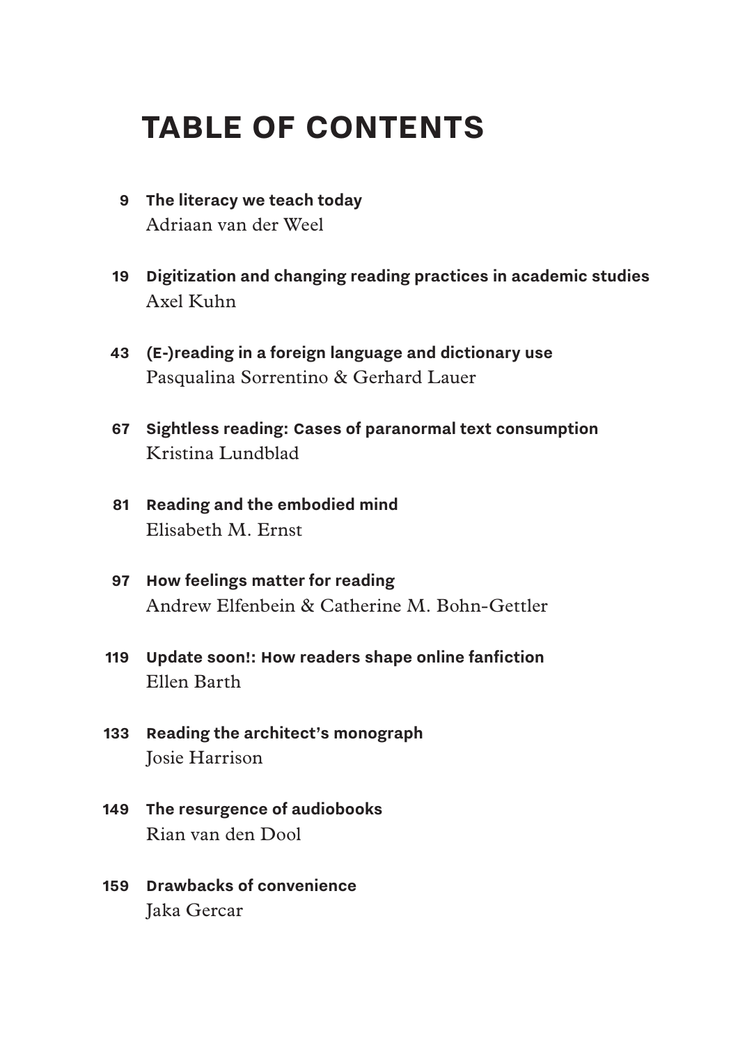# TABLE OF CONTENTS

**9** **The literacy we teach today**
Adriaan van der Weel

**19** **Digitization and changing reading practices in academic studies**
Axel Kuhn

**43** **(E-)reading in a foreign language and dictionary use**
Pasqualina Sorrentino & Gerhard Lauer

**67** **Sightless reading: Cases of paranormal text consumption**
Kristina Lundblad

**81** **Reading and the embodied mind**
Elisabeth M. Ernst

**97** **How feelings matter for reading**
Andrew Elfenbein & Catherine M. Bohn-Gettler

**119** **Update soon!: How readers shape online fanfiction**
Ellen Barth

**133** **Reading the architect's monograph**
Josie Harrison

**149** **The resurgence of audiobooks**
Rian van den Dool

**159** **Drawbacks of convenience**
Jaka Gercar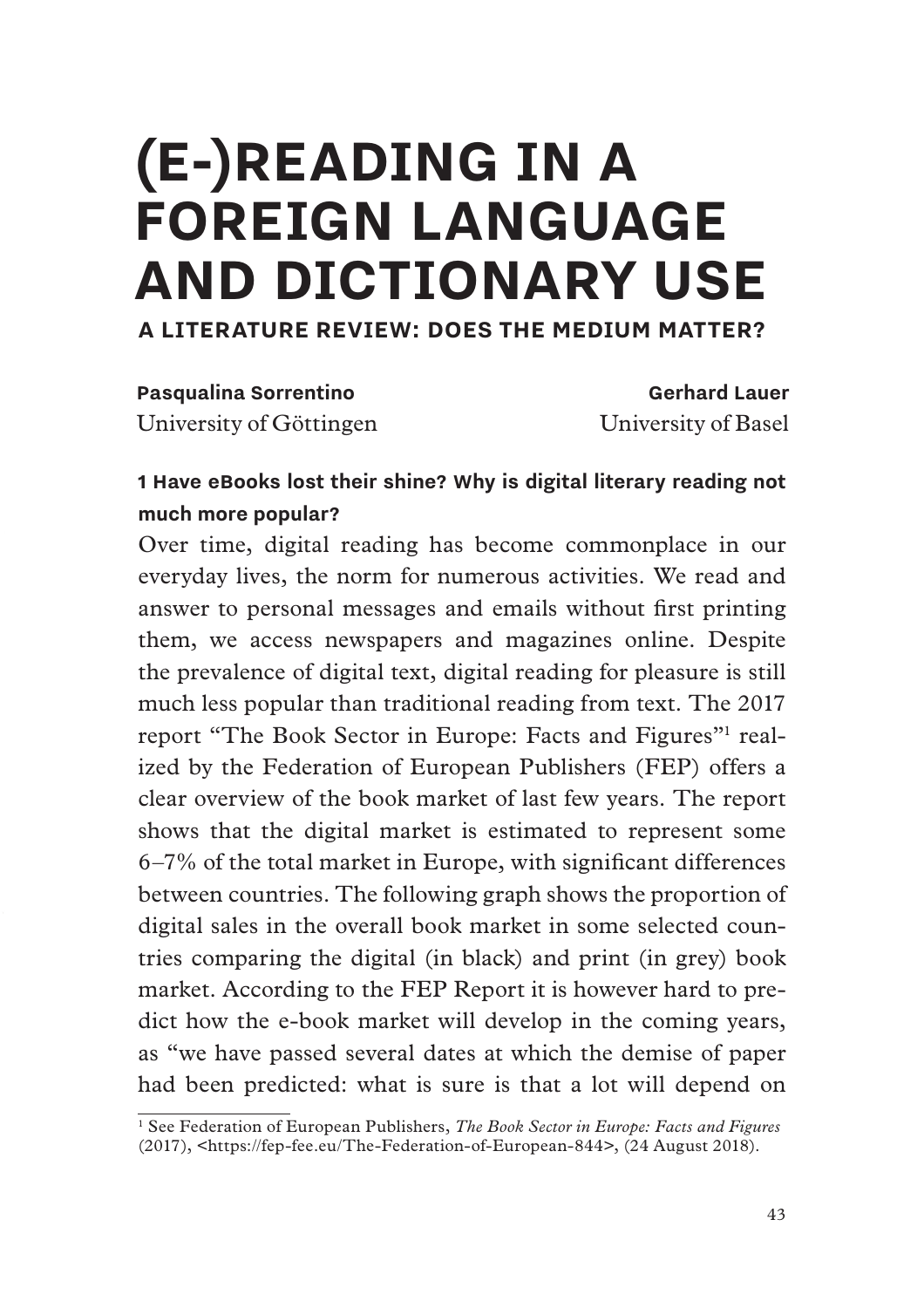# (E-)READING IN A FOREIGN LANGUAGE AND DICTIONARY USE

## A LITERATURE REVIEW: DOES THE MEDIUM MATTER?

**Pasqualina Sorrentino**
University of Göttingen

**Gerhard Lauer**
University of Basel

### 1 Have eBooks lost their shine? Why is digital literary reading not much more popular?

Over time, digital reading has become commonplace in our everyday lives, the norm for numerous activities. We read and answer to personal messages and emails without first printing them, we access newspapers and magazines online. Despite the prevalence of digital text, digital reading for pleasure is still much less popular than traditional reading from text. The 2017 report "The Book Sector in Europe: Facts and Figures"[1] realized by the Federation of European Publishers (FEP) offers a clear overview of the book market of last few years. The report shows that the digital market is estimated to represent some 6–7% of the total market in Europe, with significant differences between countries. The following graph shows the proportion of digital sales in the overall book market in some selected countries comparing the digital (in black) and print (in grey) book market. According to the FEP Report it is however hard to predict how the e-book market will develop in the coming years, as "we have passed several dates at which the demise of paper had been predicted: what is sure is that a lot will depend on

[1] See Federation of European Publishers, *The Book Sector in Europe: Facts and Figures* (2017), <https://fep-fee.eu/The-Federation-of-European-844>, (24 August 2018).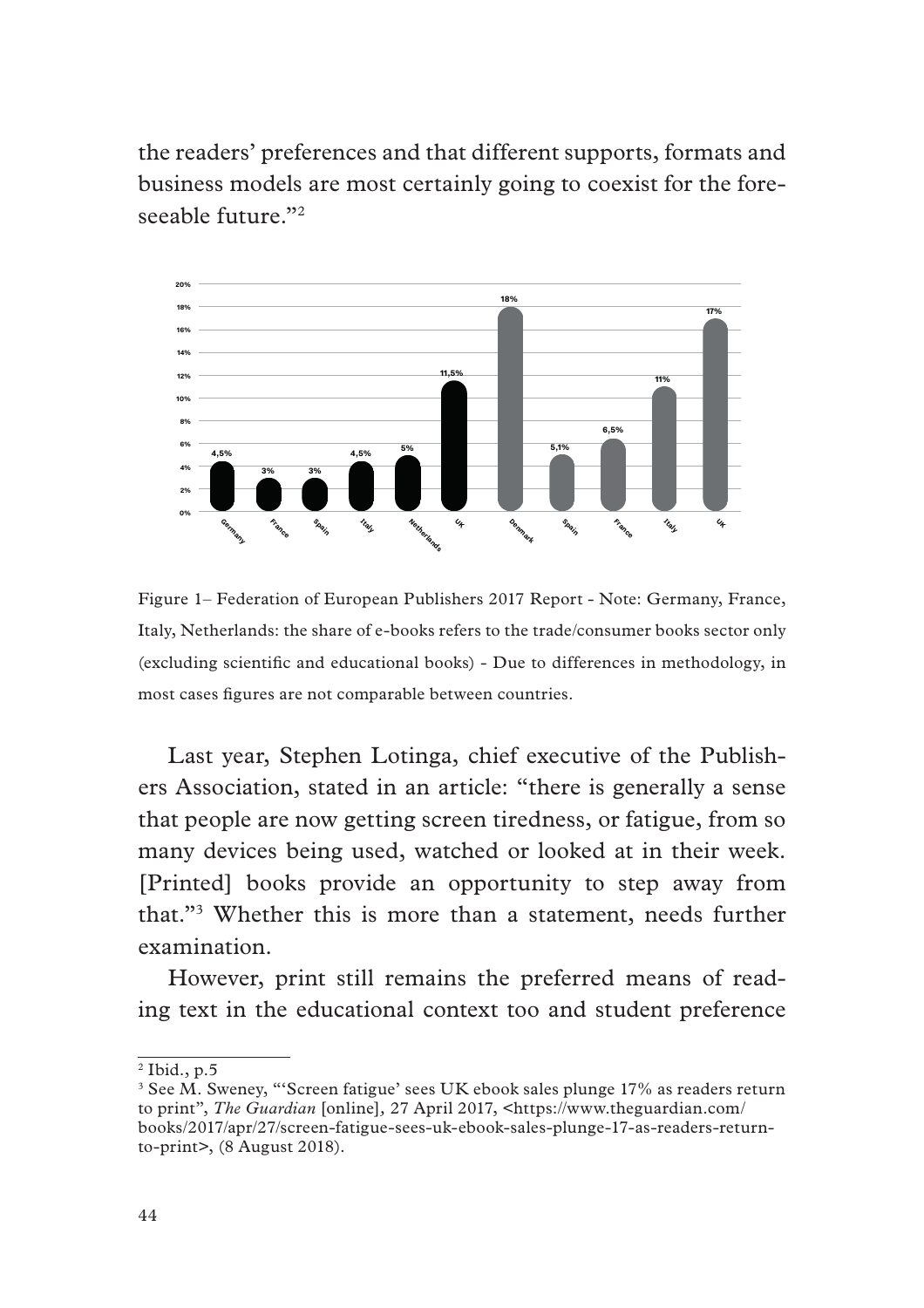the readers' preferences and that different supports, formats and business models are most certainly going to coexist for the foreseeable future."[2]

Figure 1– Federation of European Publishers 2017 Report - Note: Germany, France, Italy, Netherlands: the share of e-books refers to the trade/consumer books sector only (excluding scientific and educational books) - Due to differences in methodology, in most cases figures are not comparable between countries.

Last year, Stephen Lotinga, chief executive of the Publishers Association, stated in an article: "there is generally a sense that people are now getting screen tiredness, or fatigue, from so many devices being used, watched or looked at in their week. [Printed] books provide an opportunity to step away from that."[3] Whether this is more than a statement, needs further examination.

However, print still remains the preferred means of reading text in the educational context too and student preference

---

[2] Ibid., p.5

[3] See M. Sweney, "'Screen fatigue' sees UK ebook sales plunge 17% as readers return to print", *The Guardian* [online], 27 April 2017, <https://www.theguardian.com/books/2017/apr/27/screen-fatigue-sees-uk-ebook-sales-plunge-17-as-readers-return-to-print>, (8 August 2018).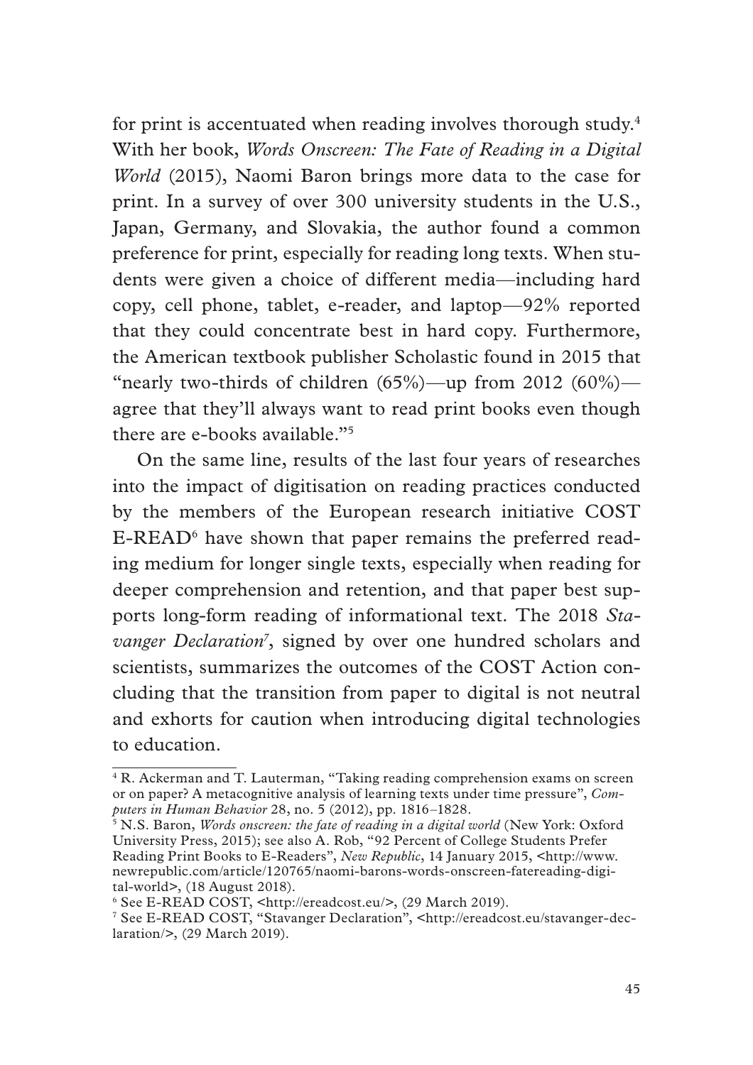for print is accentuated when reading involves thorough study.[4] With her book, *Words Onscreen: The Fate of Reading in a Digital World* (2015), Naomi Baron brings more data to the case for print. In a survey of over 300 university students in the U.S., Japan, Germany, and Slovakia, the author found a common preference for print, especially for reading long texts. When students were given a choice of different media—including hard copy, cell phone, tablet, e-reader, and laptop—92% reported that they could concentrate best in hard copy. Furthermore, the American textbook publisher Scholastic found in 2015 that "nearly two-thirds of children (65%)—up from 2012 (60%)—agree that they'll always want to read print books even though there are e-books available."[5]

On the same line, results of the last four years of researches into the impact of digitisation on reading practices conducted by the members of the European research initiative COST E-READ[6] have shown that paper remains the preferred reading medium for longer single texts, especially when reading for deeper comprehension and retention, and that paper best supports long-form reading of informational text. The 2018 *Stavanger Declaration*[7], signed by over one hundred scholars and scientists, summarizes the outcomes of the COST Action concluding that the transition from paper to digital is not neutral and exhorts for caution when introducing digital technologies to education.

---

[4] R. Ackerman and T. Lauterman, "Taking reading comprehension exams on screen or on paper? A metacognitive analysis of learning texts under time pressure", *Computers in Human Behavior* 28, no. 5 (2012), pp. 1816–1828.

[5] N.S. Baron, *Words onscreen: the fate of reading in a digital world* (New York: Oxford University Press, 2015); see also A. Rob, "92 Percent of College Students Prefer Reading Print Books to E-Readers", *New Republic*, 14 January 2015, <http://www.newrepublic.com/article/120765/naomi-barons-words-onscreen-fatereading-digital-world>, (18 August 2018).

[6] See E-READ COST, <http://ereadcost.eu/>, (29 March 2019).

[7] See E-READ COST, "Stavanger Declaration", <http://ereadcost.eu/stavanger-declaration/>, (29 March 2019).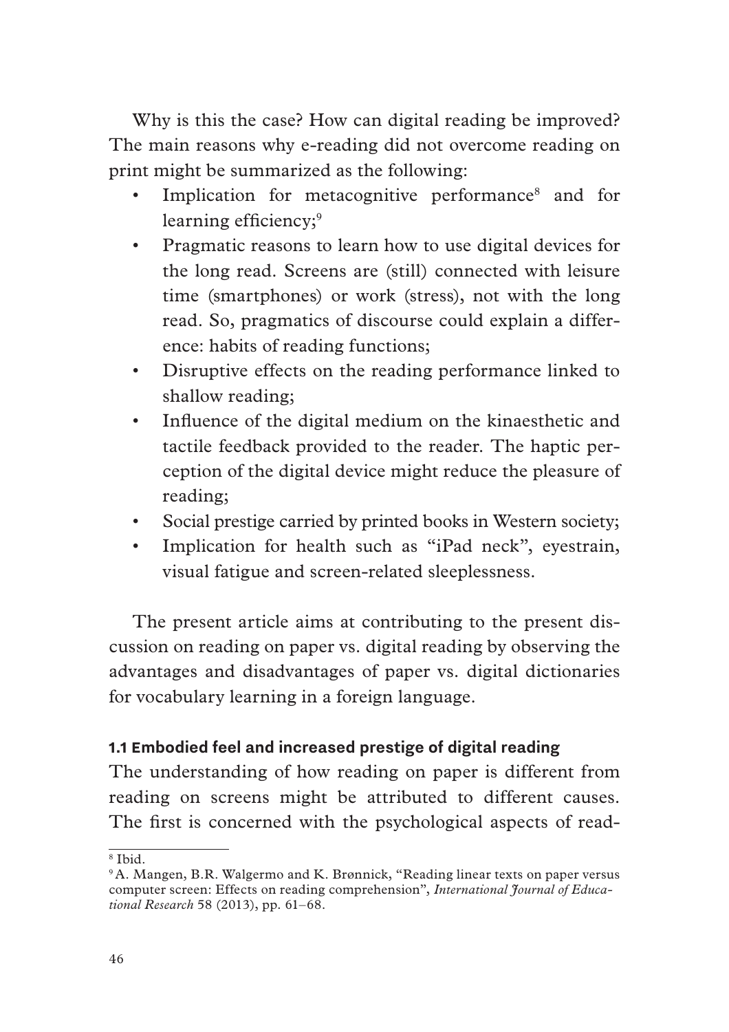Why is this the case? How can digital reading be improved? The main reasons why e-reading did not overcome reading on print might be summarized as the following:

- Implication for metacognitive performance[8] and for learning efficiency;[9]
- Pragmatic reasons to learn how to use digital devices for the long read. Screens are (still) connected with leisure time (smartphones) or work (stress), not with the long read. So, pragmatics of discourse could explain a difference: habits of reading functions;
- Disruptive effects on the reading performance linked to shallow reading;
- Influence of the digital medium on the kinaesthetic and tactile feedback provided to the reader. The haptic perception of the digital device might reduce the pleasure of reading;
- Social prestige carried by printed books in Western society;
- Implication for health such as "iPad neck", eyestrain, visual fatigue and screen-related sleeplessness.

The present article aims at contributing to the present discussion on reading on paper vs. digital reading by observing the advantages and disadvantages of paper vs. digital dictionaries for vocabulary learning in a foreign language.

### 1.1 Embodied feel and increased prestige of digital reading

The understanding of how reading on paper is different from reading on screens might be attributed to different causes. The first is concerned with the psychological aspects of read-

---

[8] Ibid.

[9] A. Mangen, B.R. Walgermo and K. Brønnick, "Reading linear texts on paper versus computer screen: Effects on reading comprehension", *International Journal of Educational Research* 58 (2013), pp. 61–68.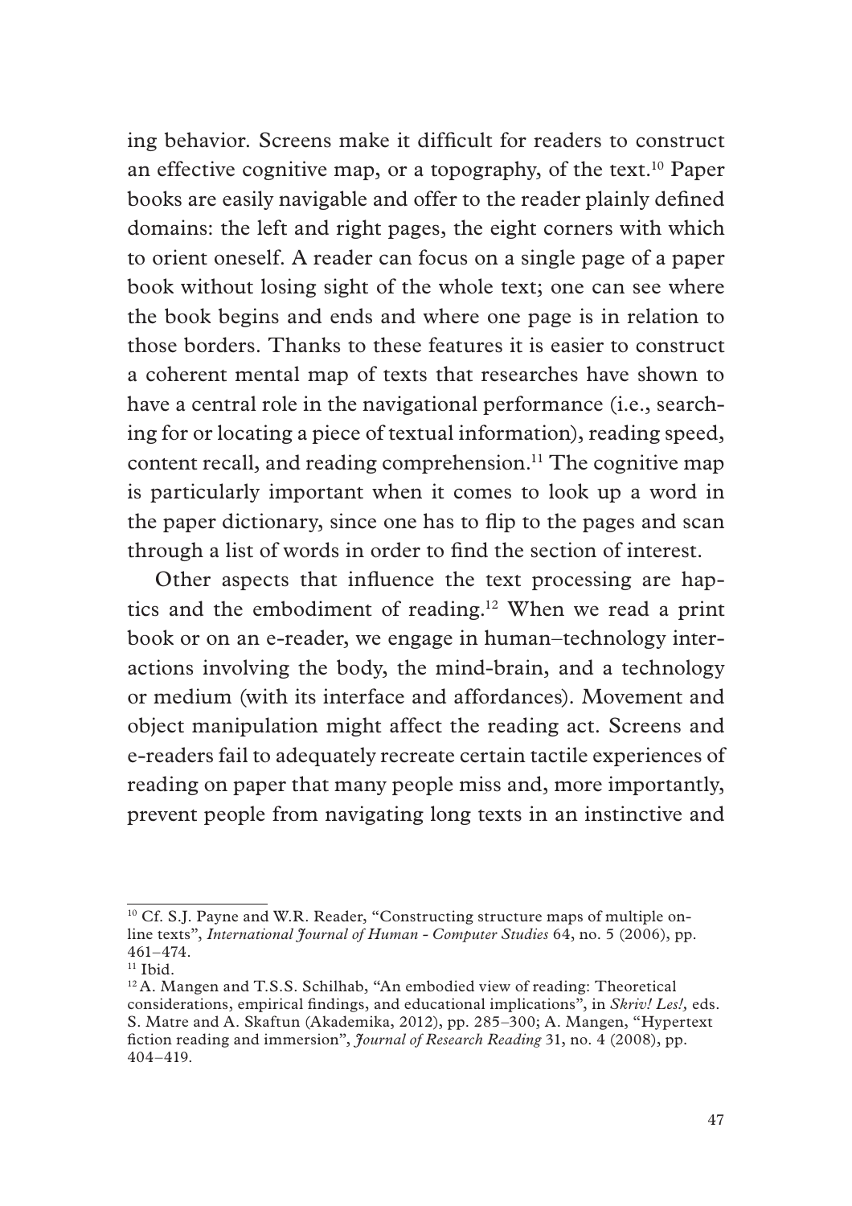ing behavior. Screens make it difficult for readers to construct an effective cognitive map, or a topography, of the text.[10] Paper books are easily navigable and offer to the reader plainly defined domains: the left and right pages, the eight corners with which to orient oneself. A reader can focus on a single page of a paper book without losing sight of the whole text; one can see where the book begins and ends and where one page is in relation to those borders. Thanks to these features it is easier to construct a coherent mental map of texts that researches have shown to have a central role in the navigational performance (i.e., searching for or locating a piece of textual information), reading speed, content recall, and reading comprehension.[11] The cognitive map is particularly important when it comes to look up a word in the paper dictionary, since one has to flip to the pages and scan through a list of words in order to find the section of interest.

Other aspects that influence the text processing are haptics and the embodiment of reading.[12] When we read a print book or on an e-reader, we engage in human–technology interactions involving the body, the mind-brain, and a technology or medium (with its interface and affordances). Movement and object manipulation might affect the reading act. Screens and e-readers fail to adequately recreate certain tactile experiences of reading on paper that many people miss and, more importantly, prevent people from navigating long texts in an instinctive and

---

[10] Cf. S.J. Payne and W.R. Reader, "Constructing structure maps of multiple on-line texts", *International Journal of Human - Computer Studies* 64, no. 5 (2006), pp. 461–474.

[11] Ibid.

[12] A. Mangen and T.S.S. Schilhab, "An embodied view of reading: Theoretical considerations, empirical findings, and educational implications", in *Skriv! Les!,* eds. S. Matre and A. Skaftun (Akademika, 2012), pp. 285–300; A. Mangen, "Hypertext fiction reading and immersion", *Journal of Research Reading* 31, no. 4 (2008), pp. 404–419.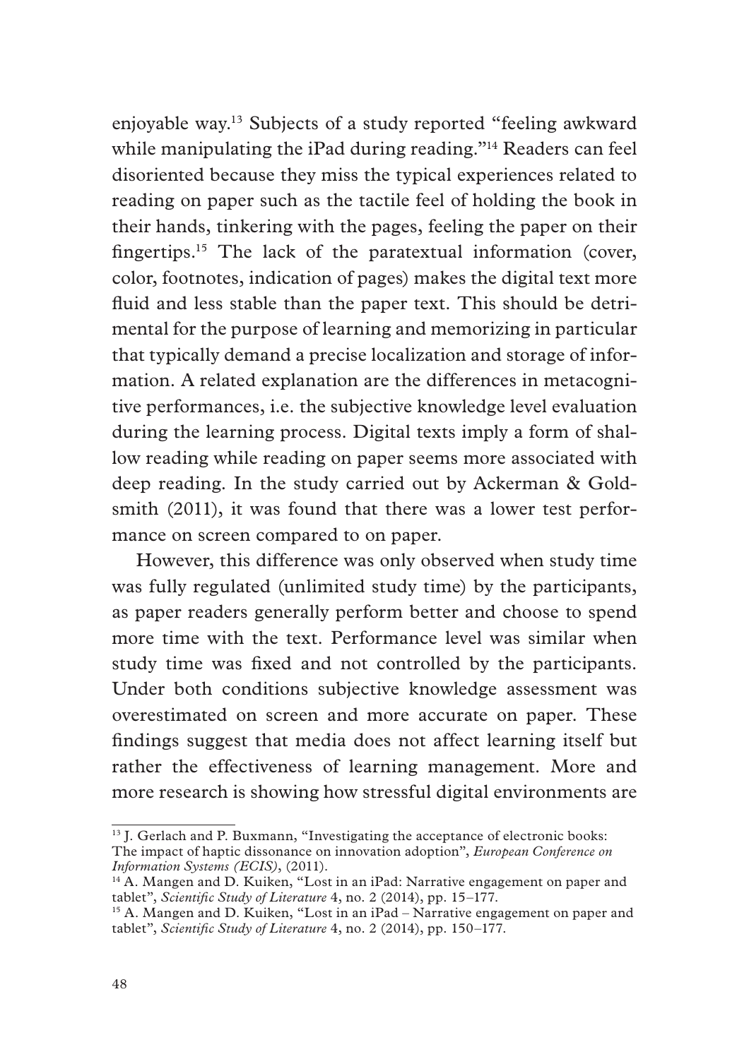enjoyable way.[13] Subjects of a study reported "feeling awkward while manipulating the iPad during reading."[14] Readers can feel disoriented because they miss the typical experiences related to reading on paper such as the tactile feel of holding the book in their hands, tinkering with the pages, feeling the paper on their fingertips.[15] The lack of the paratextual information (cover, color, footnotes, indication of pages) makes the digital text more fluid and less stable than the paper text. This should be detrimental for the purpose of learning and memorizing in particular that typically demand a precise localization and storage of information. A related explanation are the differences in metacognitive performances, i.e. the subjective knowledge level evaluation during the learning process. Digital texts imply a form of shallow reading while reading on paper seems more associated with deep reading. In the study carried out by Ackerman & Goldsmith (2011), it was found that there was a lower test performance on screen compared to on paper.

However, this difference was only observed when study time was fully regulated (unlimited study time) by the participants, as paper readers generally perform better and choose to spend more time with the text. Performance level was similar when study time was fixed and not controlled by the participants. Under both conditions subjective knowledge assessment was overestimated on screen and more accurate on paper. These findings suggest that media does not affect learning itself but rather the effectiveness of learning management. More and more research is showing how stressful digital environments are

---

[13] J. Gerlach and P. Buxmann, "Investigating the acceptance of electronic books: The impact of haptic dissonance on innovation adoption", *European Conference on Information Systems (ECIS)*, (2011).

[14] A. Mangen and D. Kuiken, "Lost in an iPad: Narrative engagement on paper and tablet", *Scientific Study of Literature* 4, no. 2 (2014), pp. 15–177.

[15] A. Mangen and D. Kuiken, "Lost in an iPad – Narrative engagement on paper and tablet", *Scientific Study of Literature* 4, no. 2 (2014), pp. 150–177.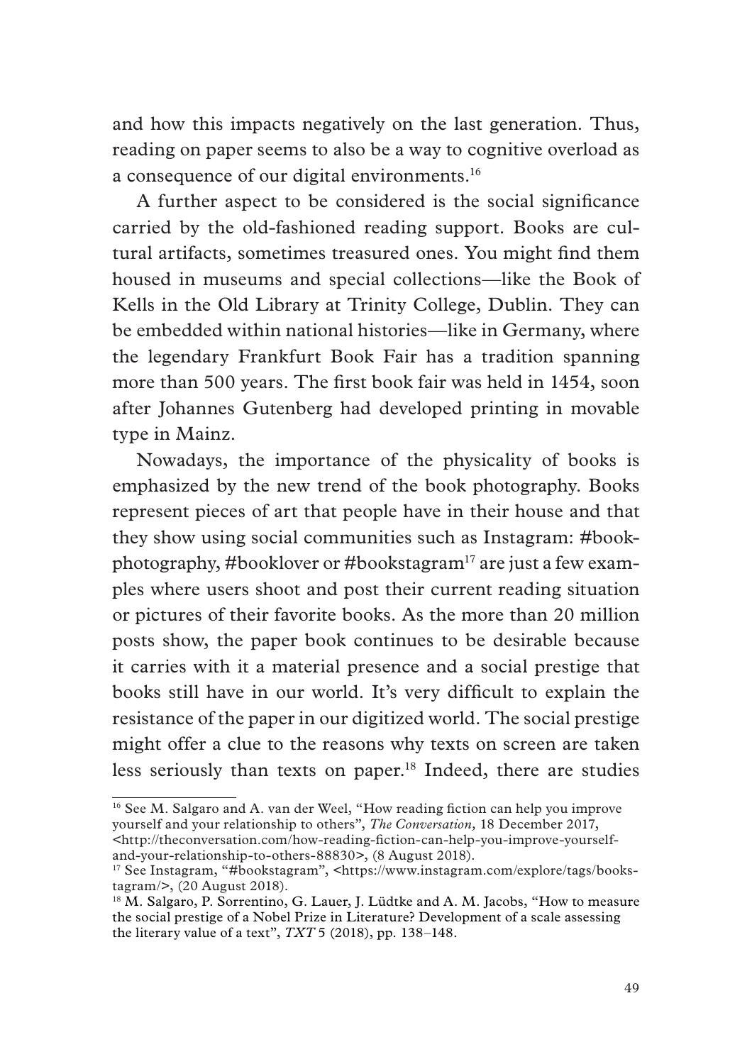and how this impacts negatively on the last generation. Thus, reading on paper seems to also be a way to cognitive overload as a consequence of our digital environments.[16]

A further aspect to be considered is the social significance carried by the old-fashioned reading support. Books are cultural artifacts, sometimes treasured ones. You might find them housed in museums and special collections—like the Book of Kells in the Old Library at Trinity College, Dublin. They can be embedded within national histories—like in Germany, where the legendary Frankfurt Book Fair has a tradition spanning more than 500 years. The first book fair was held in 1454, soon after Johannes Gutenberg had developed printing in movable type in Mainz.

Nowadays, the importance of the physicality of books is emphasized by the new trend of the book photography. Books represent pieces of art that people have in their house and that they show using social communities such as Instagram: #bookphotography, #booklover or #bookstagram[17] are just a few examples where users shoot and post their current reading situation or pictures of their favorite books. As the more than 20 million posts show, the paper book continues to be desirable because it carries with it a material presence and a social prestige that books still have in our world. It's very difficult to explain the resistance of the paper in our digitized world. The social prestige might offer a clue to the reasons why texts on screen are taken less seriously than texts on paper.[18] Indeed, there are studies

---

[16] See M. Salgaro and A. van der Weel, "How reading fiction can help you improve yourself and your relationship to others", *The Conversation,* 18 December 2017, <http://theconversation.com/how-reading-fiction-can-help-you-improve-yourself-and-your-relationship-to-others-88830>, (8 August 2018).

[17] See Instagram, "#bookstagram", <https://www.instagram.com/explore/tags/bookstagram/>, (20 August 2018).

[18] M. Salgaro, P. Sorrentino, G. Lauer, J. Lüdtke and A. M. Jacobs, "How to measure the social prestige of a Nobel Prize in Literature? Development of a scale assessing the literary value of a text", *TXT* 5 (2018), pp. 138–148.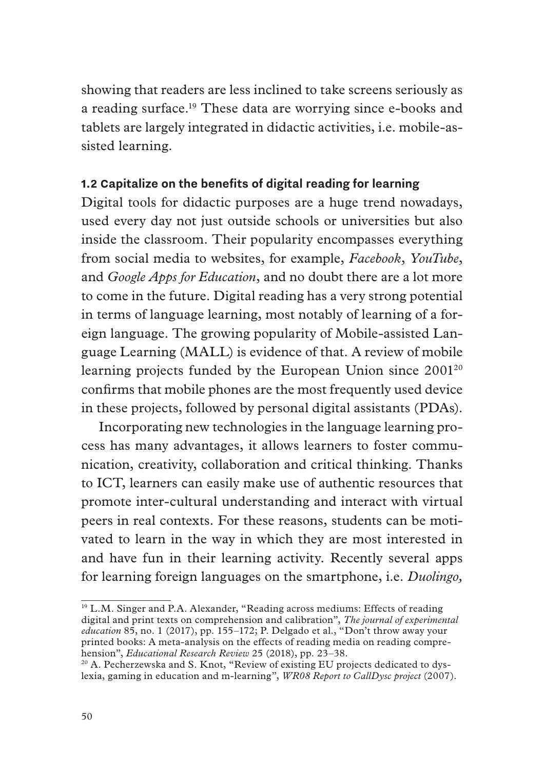showing that readers are less inclined to take screens seriously as a reading surface.[19] These data are worrying since e-books and tablets are largely integrated in didactic activities, i.e. mobile-assisted learning.

### 1.2 Capitalize on the benefits of digital reading for learning

Digital tools for didactic purposes are a huge trend nowadays, used every day not just outside schools or universities but also inside the classroom. Their popularity encompasses everything from social media to websites, for example, *Facebook*, *YouTube*, and *Google Apps for Education*, and no doubt there are a lot more to come in the future. Digital reading has a very strong potential in terms of language learning, most notably of learning of a foreign language. The growing popularity of Mobile-assisted Language Learning (MALL) is evidence of that. A review of mobile learning projects funded by the European Union since 2001[20] confirms that mobile phones are the most frequently used device in these projects, followed by personal digital assistants (PDAs).

Incorporating new technologies in the language learning process has many advantages, it allows learners to foster communication, creativity, collaboration and critical thinking. Thanks to ICT, learners can easily make use of authentic resources that promote inter-cultural understanding and interact with virtual peers in real contexts. For these reasons, students can be motivated to learn in the way in which they are most interested in and have fun in their learning activity. Recently several apps for learning foreign languages on the smartphone, i.e. *Duolingo,*

---

[19] L.M. Singer and P.A. Alexander, "Reading across mediums: Effects of reading digital and print texts on comprehension and calibration", *The journal of experimental education* 85, no. 1 (2017), pp. 155–172; P. Delgado et al., "Don't throw away your printed books: A meta-analysis on the effects of reading media on reading comprehension", *Educational Research Review* 25 (2018), pp. 23–38.

[20] A. Pecherzewska and S. Knot, "Review of existing EU projects dedicated to dyslexia, gaming in education and m-learning", *WR08 Report to CallDysc project* (2007).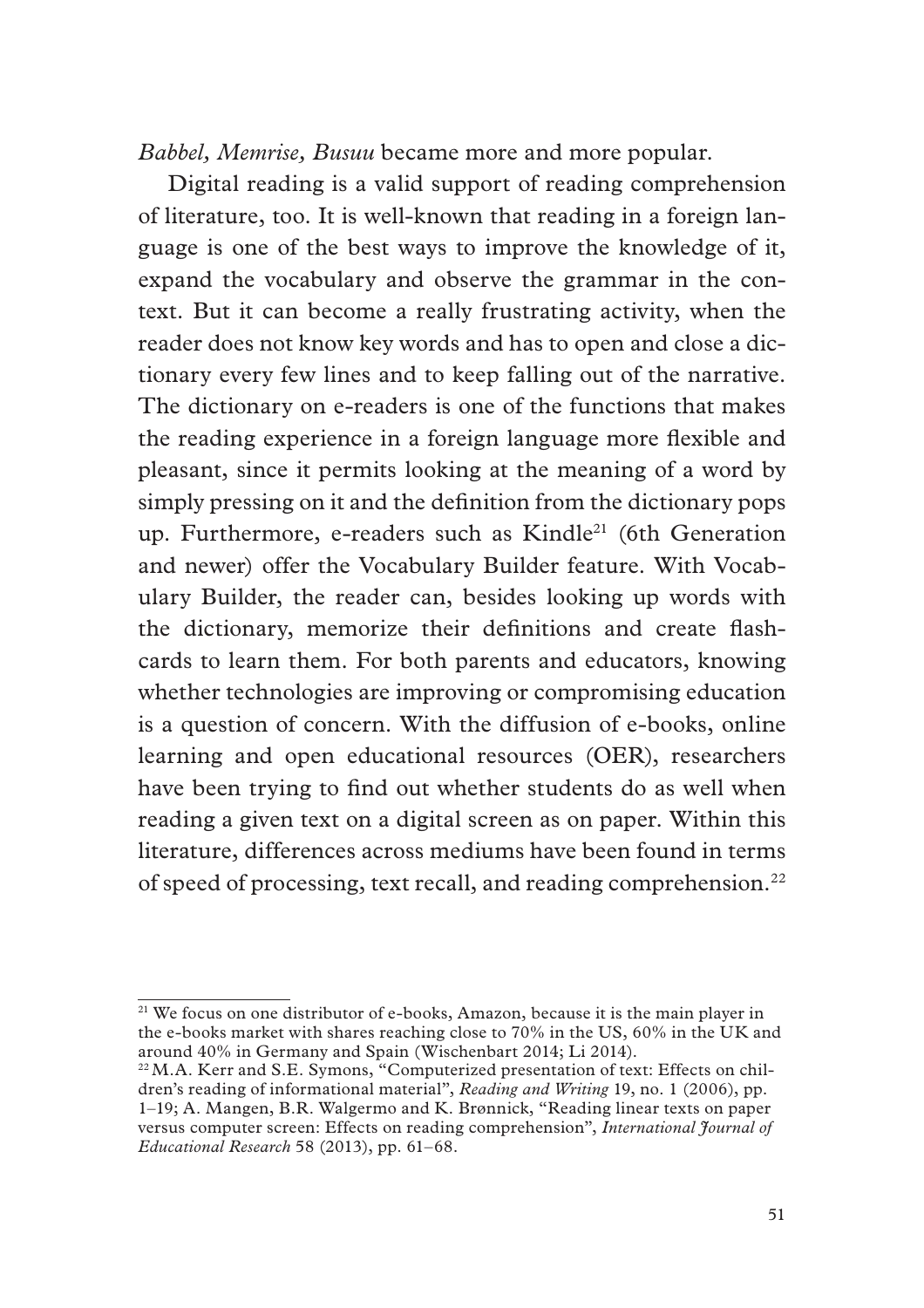*Babbel, Memrise, Busuu* became more and more popular.

Digital reading is a valid support of reading comprehension of literature, too. It is well-known that reading in a foreign language is one of the best ways to improve the knowledge of it, expand the vocabulary and observe the grammar in the context. But it can become a really frustrating activity, when the reader does not know key words and has to open and close a dictionary every few lines and to keep falling out of the narrative. The dictionary on e-readers is one of the functions that makes the reading experience in a foreign language more flexible and pleasant, since it permits looking at the meaning of a word by simply pressing on it and the definition from the dictionary pops up. Furthermore, e-readers such as Kindle[21] (6th Generation and newer) offer the Vocabulary Builder feature. With Vocabulary Builder, the reader can, besides looking up words with the dictionary, memorize their definitions and create flashcards to learn them. For both parents and educators, knowing whether technologies are improving or compromising education is a question of concern. With the diffusion of e-books, online learning and open educational resources (OER), researchers have been trying to find out whether students do as well when reading a given text on a digital screen as on paper. Within this literature, differences across mediums have been found in terms of speed of processing, text recall, and reading comprehension.[22]

---

[21] We focus on one distributor of e-books, Amazon, because it is the main player in the e-books market with shares reaching close to 70% in the US, 60% in the UK and around 40% in Germany and Spain (Wischenbart 2014; Li 2014).

[22] M.A. Kerr and S.E. Symons, "Computerized presentation of text: Effects on children's reading of informational material", *Reading and Writing* 19, no. 1 (2006), pp. 1–19; A. Mangen, B.R. Walgermo and K. Brønnick, "Reading linear texts on paper versus computer screen: Effects on reading comprehension", *International Journal of Educational Research* 58 (2013), pp. 61–68.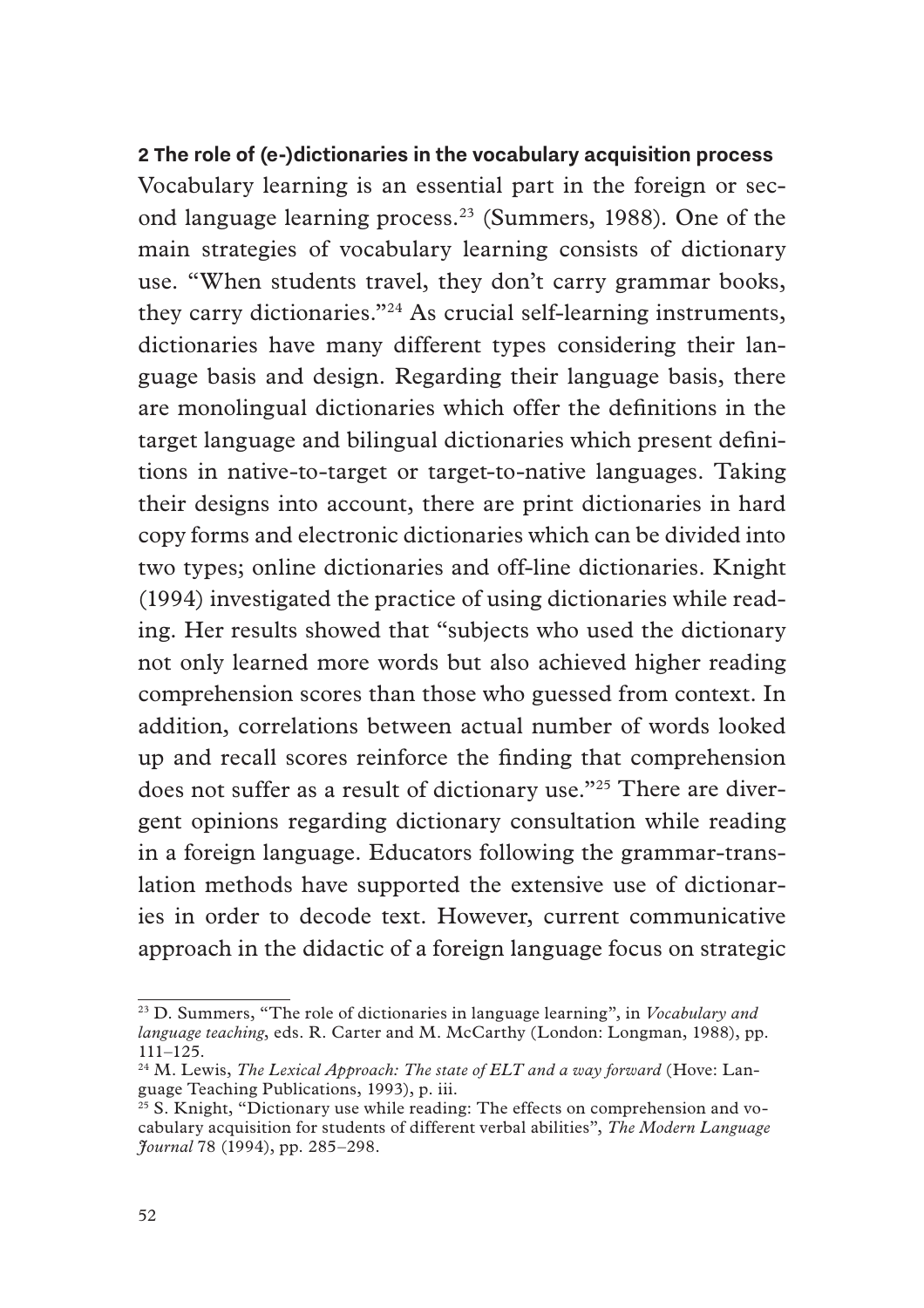## 2 The role of (e-)dictionaries in the vocabulary acquisition process

Vocabulary learning is an essential part in the foreign or second language learning process.[23] (Summers, 1988). One of the main strategies of vocabulary learning consists of dictionary use. "When students travel, they don't carry grammar books, they carry dictionaries."[24] As crucial self-learning instruments, dictionaries have many different types considering their language basis and design. Regarding their language basis, there are monolingual dictionaries which offer the definitions in the target language and bilingual dictionaries which present definitions in native-to-target or target-to-native languages. Taking their designs into account, there are print dictionaries in hard copy forms and electronic dictionaries which can be divided into two types; online dictionaries and off-line dictionaries. Knight (1994) investigated the practice of using dictionaries while reading. Her results showed that "subjects who used the dictionary not only learned more words but also achieved higher reading comprehension scores than those who guessed from context. In addition, correlations between actual number of words looked up and recall scores reinforce the finding that comprehension does not suffer as a result of dictionary use."[25] There are divergent opinions regarding dictionary consultation while reading in a foreign language. Educators following the grammar-translation methods have supported the extensive use of dictionaries in order to decode text. However, current communicative approach in the didactic of a foreign language focus on strategic

---

[23] D. Summers, "The role of dictionaries in language learning", in *Vocabulary and language teaching*, eds. R. Carter and M. McCarthy (London: Longman, 1988), pp. 111–125.

[24] M. Lewis, *The Lexical Approach: The state of ELT and a way forward* (Hove: Language Teaching Publications, 1993), p. iii.

[25] S. Knight, "Dictionary use while reading: The effects on comprehension and vocabulary acquisition for students of different verbal abilities", *The Modern Language Journal* 78 (1994), pp. 285–298.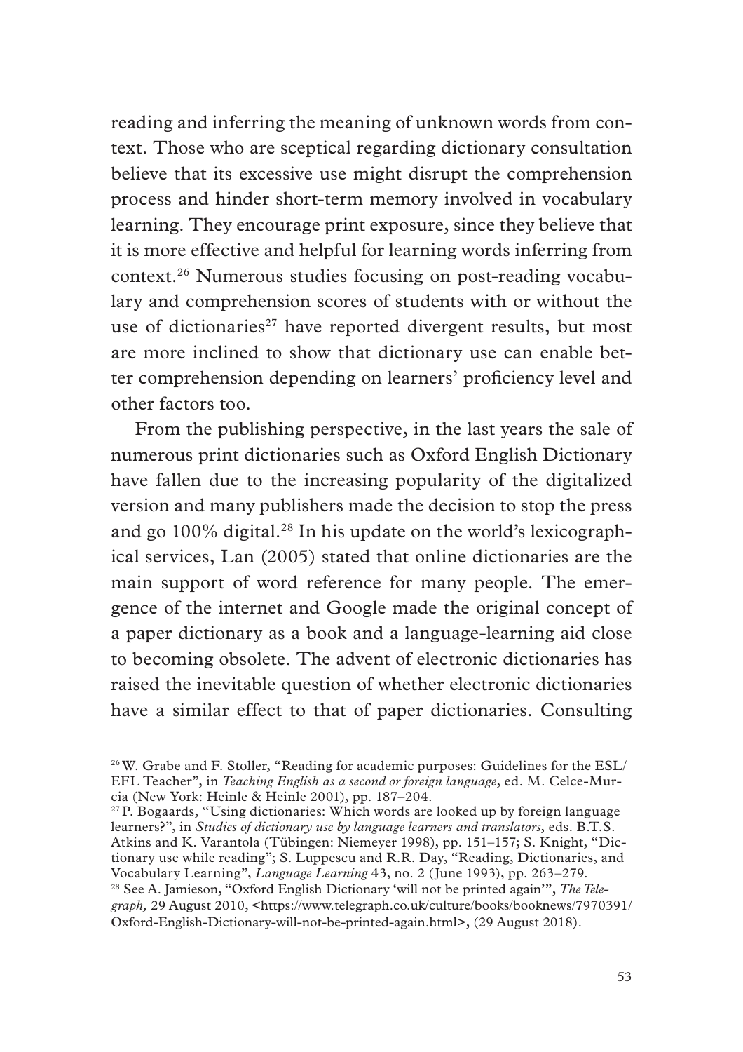reading and inferring the meaning of unknown words from context. Those who are sceptical regarding dictionary consultation believe that its excessive use might disrupt the comprehension process and hinder short-term memory involved in vocabulary learning. They encourage print exposure, since they believe that it is more effective and helpful for learning words inferring from context.[26] Numerous studies focusing on post-reading vocabulary and comprehension scores of students with or without the use of dictionaries[27] have reported divergent results, but most are more inclined to show that dictionary use can enable better comprehension depending on learners' proficiency level and other factors too.

From the publishing perspective, in the last years the sale of numerous print dictionaries such as Oxford English Dictionary have fallen due to the increasing popularity of the digitalized version and many publishers made the decision to stop the press and go 100% digital.[28] In his update on the world's lexicographical services, Lan (2005) stated that online dictionaries are the main support of word reference for many people. The emergence of the internet and Google made the original concept of a paper dictionary as a book and a language-learning aid close to becoming obsolete. The advent of electronic dictionaries has raised the inevitable question of whether electronic dictionaries have a similar effect to that of paper dictionaries. Consulting

---

[26] W. Grabe and F. Stoller, "Reading for academic purposes: Guidelines for the ESL/EFL Teacher", in *Teaching English as a second or foreign language*, ed. M. Celce-Murcia (New York: Heinle & Heinle 2001), pp. 187–204.

[27] P. Bogaards, "Using dictionaries: Which words are looked up by foreign language learners?", in *Studies of dictionary use by language learners and translators*, eds. B.T.S. Atkins and K. Varantola (Tübingen: Niemeyer 1998), pp. 151–157; S. Knight, "Dictionary use while reading"; S. Luppescu and R.R. Day, "Reading, Dictionaries, and Vocabulary Learning", *Language Learning* 43, no. 2 (June 1993), pp. 263–279.

[28] See A. Jamieson, "Oxford English Dictionary 'will not be printed again'", *The Telegraph,* 29 August 2010, <https://www.telegraph.co.uk/culture/books/booknews/7970391/Oxford-English-Dictionary-will-not-be-printed-again.html>, (29 August 2018).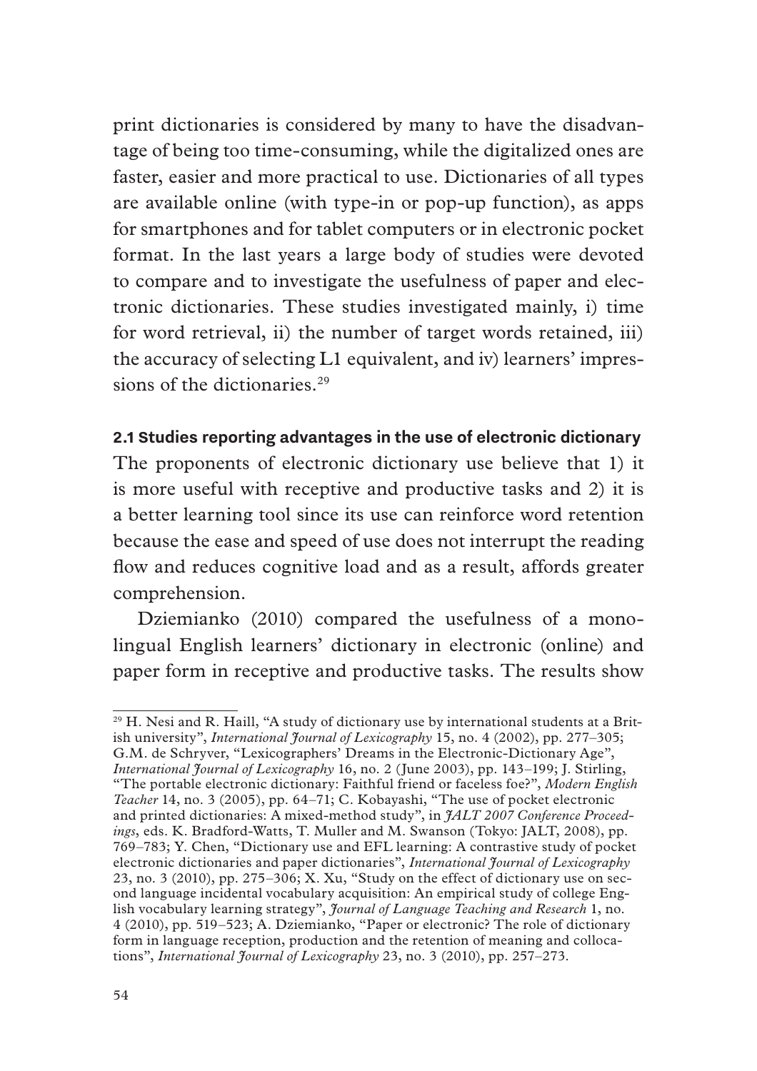print dictionaries is considered by many to have the disadvantage of being too time-consuming, while the digitalized ones are faster, easier and more practical to use. Dictionaries of all types are available online (with type-in or pop-up function), as apps for smartphones and for tablet computers or in electronic pocket format. In the last years a large body of studies were devoted to compare and to investigate the usefulness of paper and electronic dictionaries. These studies investigated mainly, i) time for word retrieval, ii) the number of target words retained, iii) the accuracy of selecting L1 equivalent, and iv) learners' impressions of the dictionaries.[29]

### 2.1 Studies reporting advantages in the use of electronic dictionary

The proponents of electronic dictionary use believe that 1) it is more useful with receptive and productive tasks and 2) it is a better learning tool since its use can reinforce word retention because the ease and speed of use does not interrupt the reading flow and reduces cognitive load and as a result, affords greater comprehension.

Dziemianko (2010) compared the usefulness of a monolingual English learners' dictionary in electronic (online) and paper form in receptive and productive tasks. The results show

---

[29] H. Nesi and R. Haill, "A study of dictionary use by international students at a British university", *International Journal of Lexicography* 15, no. 4 (2002), pp. 277–305; G.M. de Schryver, "Lexicographers' Dreams in the Electronic-Dictionary Age", *International Journal of Lexicography* 16, no. 2 (June 2003), pp. 143–199; J. Stirling, "The portable electronic dictionary: Faithful friend or faceless foe?", *Modern English Teacher* 14, no. 3 (2005), pp. 64–71; C. Kobayashi, "The use of pocket electronic and printed dictionaries: A mixed-method study", in *JALT 2007 Conference Proceedings*, eds. K. Bradford-Watts, T. Muller and M. Swanson (Tokyo: JALT, 2008), pp. 769–783; Y. Chen, "Dictionary use and EFL learning: A contrastive study of pocket electronic dictionaries and paper dictionaries", *International Journal of Lexicography* 23, no. 3 (2010), pp. 275–306; X. Xu, "Study on the effect of dictionary use on second language incidental vocabulary acquisition: An empirical study of college English vocabulary learning strategy", *Journal of Language Teaching and Research* 1, no. 4 (2010), pp. 519–523; A. Dziemianko, "Paper or electronic? The role of dictionary form in language reception, production and the retention of meaning and collocations", *International Journal of Lexicography* 23, no. 3 (2010), pp. 257–273.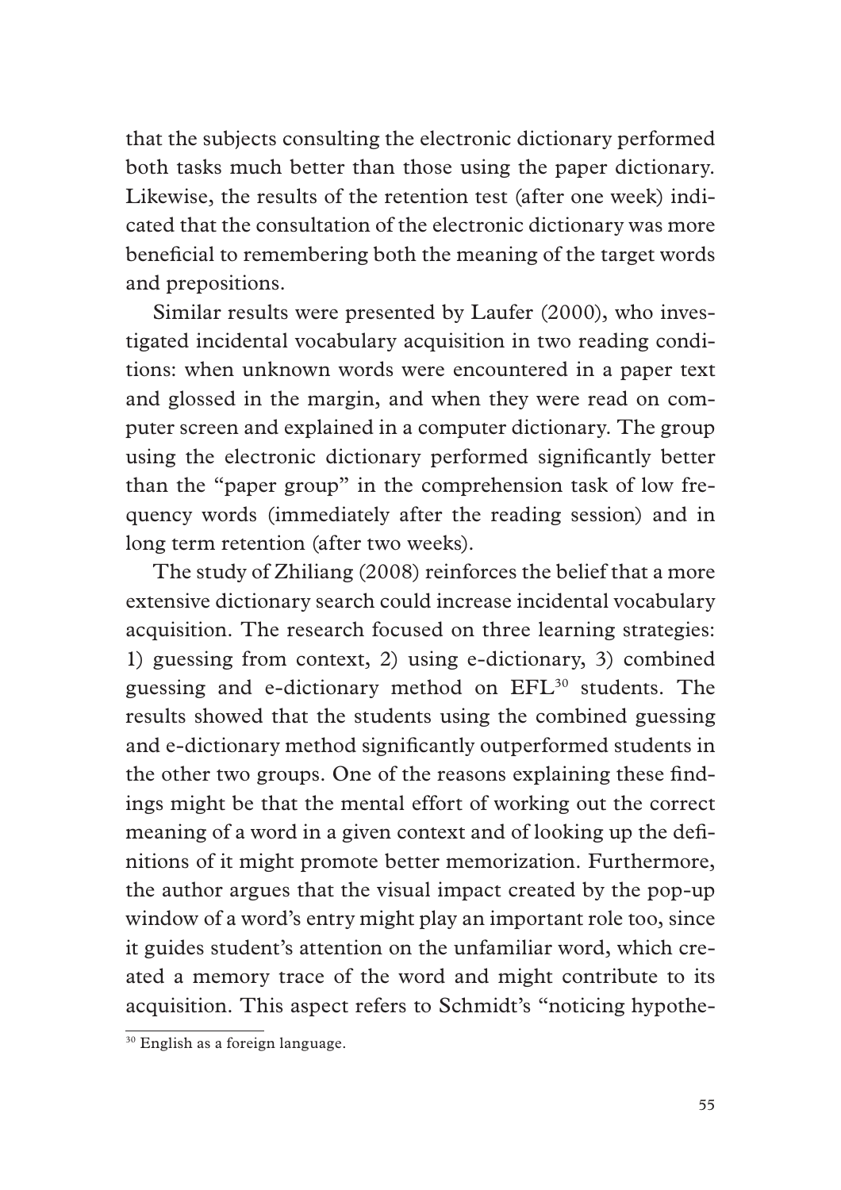that the subjects consulting the electronic dictionary performed both tasks much better than those using the paper dictionary. Likewise, the results of the retention test (after one week) indicated that the consultation of the electronic dictionary was more beneficial to remembering both the meaning of the target words and prepositions.

Similar results were presented by Laufer (2000), who investigated incidental vocabulary acquisition in two reading conditions: when unknown words were encountered in a paper text and glossed in the margin, and when they were read on computer screen and explained in a computer dictionary. The group using the electronic dictionary performed significantly better than the "paper group" in the comprehension task of low frequency words (immediately after the reading session) and in long term retention (after two weeks).

The study of Zhiliang (2008) reinforces the belief that a more extensive dictionary search could increase incidental vocabulary acquisition. The research focused on three learning strategies: 1) guessing from context, 2) using e-dictionary, 3) combined guessing and e-dictionary method on EFL[30] students. The results showed that the students using the combined guessing and e-dictionary method significantly outperformed students in the other two groups. One of the reasons explaining these findings might be that the mental effort of working out the correct meaning of a word in a given context and of looking up the definitions of it might promote better memorization. Furthermore, the author argues that the visual impact created by the pop-up window of a word's entry might play an important role too, since it guides student's attention on the unfamiliar word, which created a memory trace of the word and might contribute to its acquisition. This aspect refers to Schmidt's "noticing hypothe-

[30] English as a foreign language.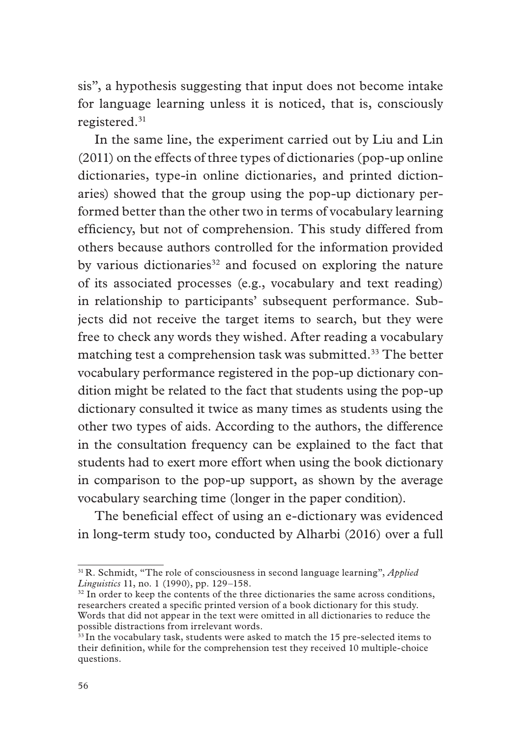sis", a hypothesis suggesting that input does not become intake for language learning unless it is noticed, that is, consciously registered.[31]

In the same line, the experiment carried out by Liu and Lin (2011) on the effects of three types of dictionaries (pop-up online dictionaries, type-in online dictionaries, and printed dictionaries) showed that the group using the pop-up dictionary performed better than the other two in terms of vocabulary learning efficiency, but not of comprehension. This study differed from others because authors controlled for the information provided by various dictionaries[32] and focused on exploring the nature of its associated processes (e.g., vocabulary and text reading) in relationship to participants' subsequent performance. Subjects did not receive the target items to search, but they were free to check any words they wished. After reading a vocabulary matching test a comprehension task was submitted.[33] The better vocabulary performance registered in the pop-up dictionary condition might be related to the fact that students using the pop-up dictionary consulted it twice as many times as students using the other two types of aids. According to the authors, the difference in the consultation frequency can be explained to the fact that students had to exert more effort when using the book dictionary in comparison to the pop-up support, as shown by the average vocabulary searching time (longer in the paper condition).

The beneficial effect of using an e-dictionary was evidenced in long-term study too, conducted by Alharbi (2016) over a full

---

[31] R. Schmidt, "The role of consciousness in second language learning", *Applied Linguistics* 11, no. 1 (1990), pp. 129–158.

[32] In order to keep the contents of the three dictionaries the same across conditions, researchers created a specific printed version of a book dictionary for this study. Words that did not appear in the text were omitted in all dictionaries to reduce the possible distractions from irrelevant words.

[33] In the vocabulary task, students were asked to match the 15 pre-selected items to their definition, while for the comprehension test they received 10 multiple-choice questions.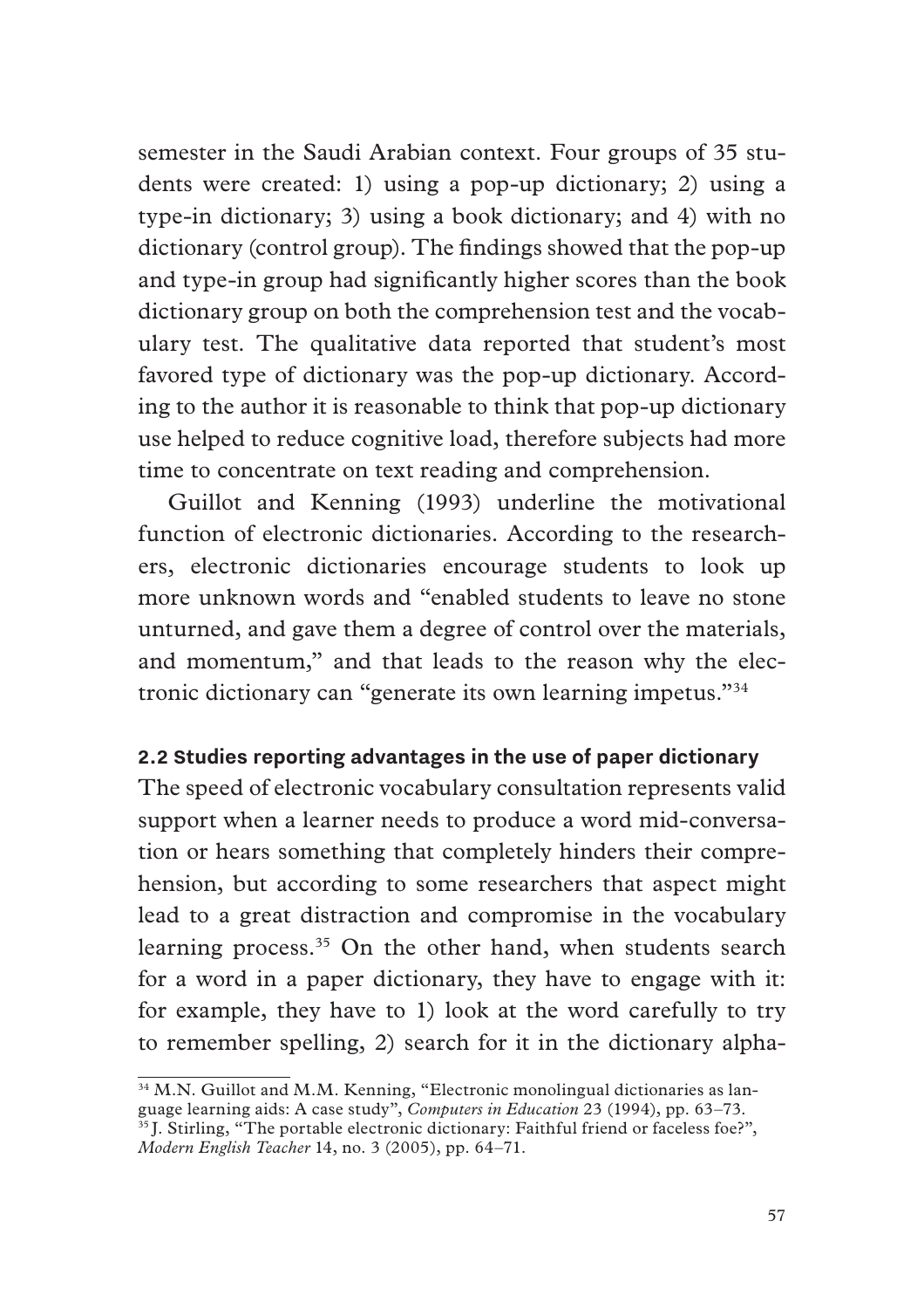semester in the Saudi Arabian context. Four groups of 35 students were created: 1) using a pop-up dictionary; 2) using a type-in dictionary; 3) using a book dictionary; and 4) with no dictionary (control group). The findings showed that the pop-up and type-in group had significantly higher scores than the book dictionary group on both the comprehension test and the vocabulary test. The qualitative data reported that student's most favored type of dictionary was the pop-up dictionary. According to the author it is reasonable to think that pop-up dictionary use helped to reduce cognitive load, therefore subjects had more time to concentrate on text reading and comprehension.

Guillot and Kenning (1993) underline the motivational function of electronic dictionaries. According to the researchers, electronic dictionaries encourage students to look up more unknown words and "enabled students to leave no stone unturned, and gave them a degree of control over the materials, and momentum," and that leads to the reason why the electronic dictionary can "generate its own learning impetus."[34]

### 2.2 Studies reporting advantages in the use of paper dictionary

The speed of electronic vocabulary consultation represents valid support when a learner needs to produce a word mid-conversation or hears something that completely hinders their comprehension, but according to some researchers that aspect might lead to a great distraction and compromise in the vocabulary learning process.[35] On the other hand, when students search for a word in a paper dictionary, they have to engage with it: for example, they have to 1) look at the word carefully to try to remember spelling, 2) search for it in the dictionary alpha-

---

[34] M.N. Guillot and M.M. Kenning, "Electronic monolingual dictionaries as language learning aids: A case study", *Computers in Education* 23 (1994), pp. 63–73.

[35] J. Stirling, "The portable electronic dictionary: Faithful friend or faceless foe?", *Modern English Teacher* 14, no. 3 (2005), pp. 64–71.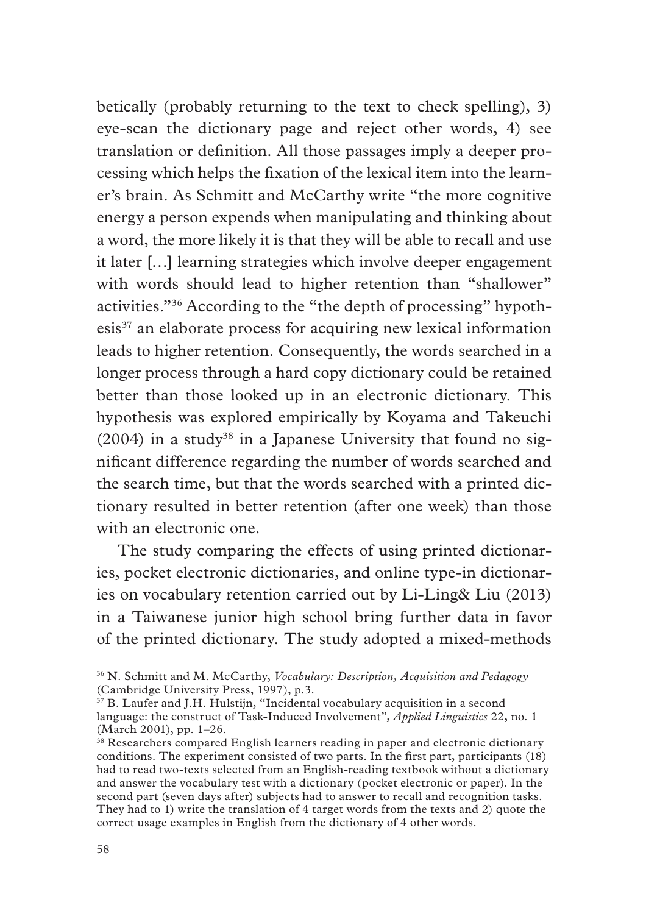betically (probably returning to the text to check spelling), 3) eye-scan the dictionary page and reject other words, 4) see translation or definition. All those passages imply a deeper processing which helps the fixation of the lexical item into the learner's brain. As Schmitt and McCarthy write "the more cognitive energy a person expends when manipulating and thinking about a word, the more likely it is that they will be able to recall and use it later […] learning strategies which involve deeper engagement with words should lead to higher retention than "shallower" activities."[36] According to the "the depth of processing" hypothesis[37] an elaborate process for acquiring new lexical information leads to higher retention. Consequently, the words searched in a longer process through a hard copy dictionary could be retained better than those looked up in an electronic dictionary. This hypothesis was explored empirically by Koyama and Takeuchi (2004) in a study[38] in a Japanese University that found no significant difference regarding the number of words searched and the search time, but that the words searched with a printed dictionary resulted in better retention (after one week) than those with an electronic one.

The study comparing the effects of using printed dictionaries, pocket electronic dictionaries, and online type-in dictionaries on vocabulary retention carried out by Li-Ling& Liu (2013) in a Taiwanese junior high school bring further data in favor of the printed dictionary. The study adopted a mixed-methods

---

[36] N. Schmitt and M. McCarthy, *Vocabulary: Description, Acquisition and Pedagogy* (Cambridge University Press, 1997), p.3.

[37] B. Laufer and J.H. Hulstijn, "Incidental vocabulary acquisition in a second language: the construct of Task-Induced Involvement", *Applied Linguistics* 22, no. 1 (March 2001), pp. 1–26.

[38] Researchers compared English learners reading in paper and electronic dictionary conditions. The experiment consisted of two parts. In the first part, participants (18) had to read two-texts selected from an English-reading textbook without a dictionary and answer the vocabulary test with a dictionary (pocket electronic or paper). In the second part (seven days after) subjects had to answer to recall and recognition tasks. They had to 1) write the translation of 4 target words from the texts and 2) quote the correct usage examples in English from the dictionary of 4 other words.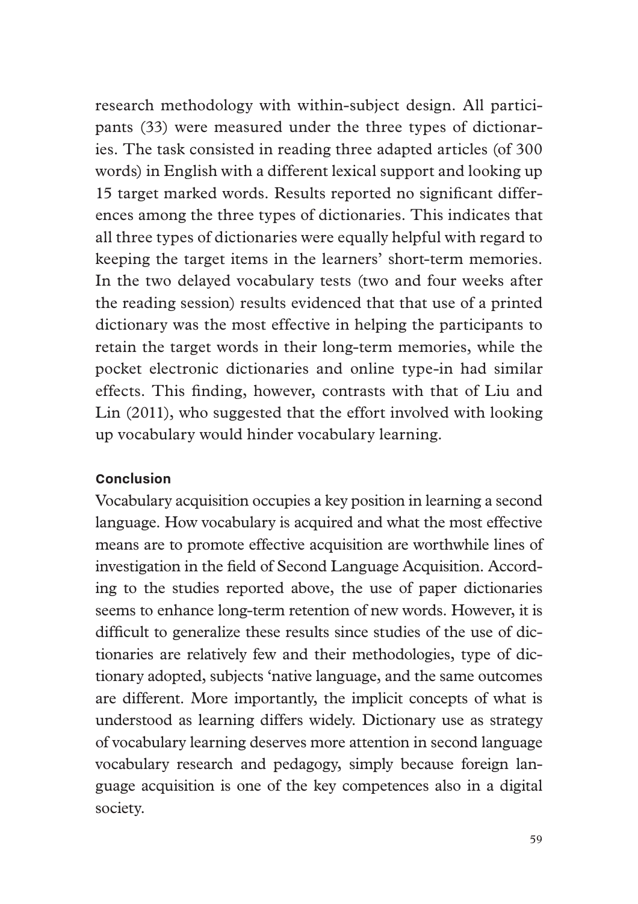research methodology with within-subject design. All participants (33) were measured under the three types of dictionaries. The task consisted in reading three adapted articles (of 300 words) in English with a different lexical support and looking up 15 target marked words. Results reported no significant differences among the three types of dictionaries. This indicates that all three types of dictionaries were equally helpful with regard to keeping the target items in the learners' short-term memories. In the two delayed vocabulary tests (two and four weeks after the reading session) results evidenced that that use of a printed dictionary was the most effective in helping the participants to retain the target words in their long-term memories, while the pocket electronic dictionaries and online type-in had similar effects. This finding, however, contrasts with that of Liu and Lin (2011), who suggested that the effort involved with looking up vocabulary would hinder vocabulary learning.

## Conclusion

Vocabulary acquisition occupies a key position in learning a second language. How vocabulary is acquired and what the most effective means are to promote effective acquisition are worthwhile lines of investigation in the field of Second Language Acquisition. According to the studies reported above, the use of paper dictionaries seems to enhance long-term retention of new words. However, it is difficult to generalize these results since studies of the use of dictionaries are relatively few and their methodologies, type of dictionary adopted, subjects 'native language, and the same outcomes are different. More importantly, the implicit concepts of what is understood as learning differs widely. Dictionary use as strategy of vocabulary learning deserves more attention in second language vocabulary research and pedagogy, simply because foreign language acquisition is one of the key competences also in a digital society.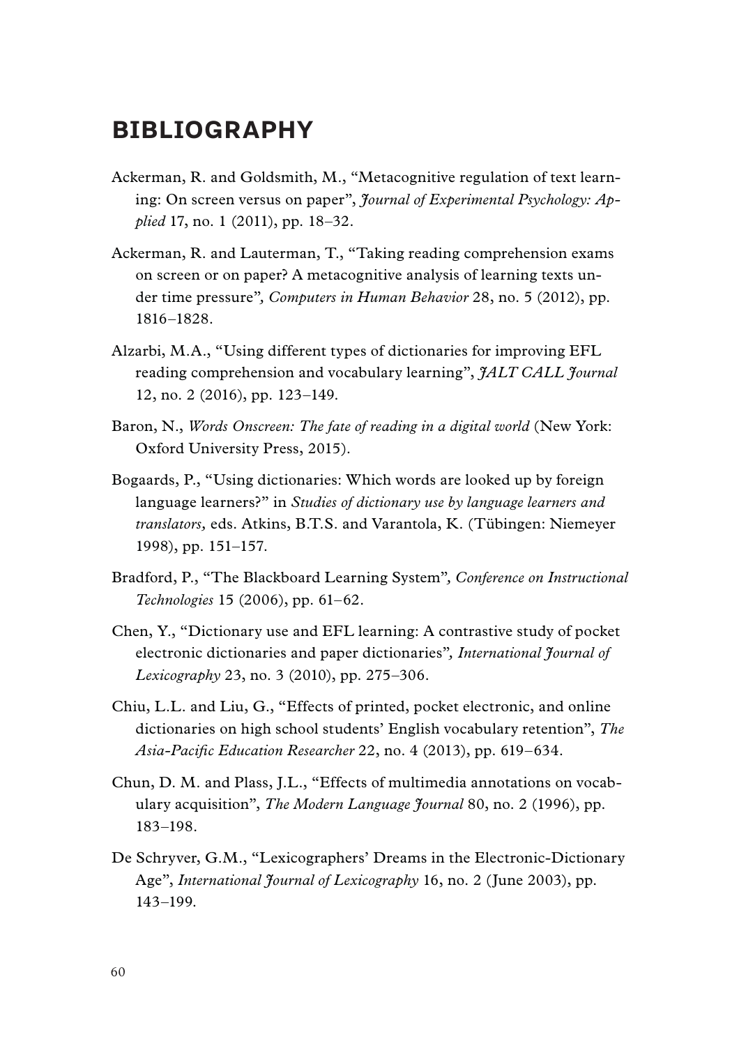# BIBLIOGRAPHY

Ackerman, R. and Goldsmith, M., "Metacognitive regulation of text learning: On screen versus on paper", *Journal of Experimental Psychology: Applied* 17, no. 1 (2011), pp. 18–32.

Ackerman, R. and Lauterman, T., "Taking reading comprehension exams on screen or on paper? A metacognitive analysis of learning texts under time pressure", *Computers in Human Behavior* 28, no. 5 (2012), pp. 1816–1828.

Alzarbi, M.A., "Using different types of dictionaries for improving EFL reading comprehension and vocabulary learning", *JALT CALL Journal* 12, no. 2 (2016), pp. 123–149.

Baron, N., *Words Onscreen: The fate of reading in a digital world* (New York: Oxford University Press, 2015).

Bogaards, P., "Using dictionaries: Which words are looked up by foreign language learners?" in *Studies of dictionary use by language learners and translators,* eds. Atkins, B.T.S. and Varantola, K. (Tübingen: Niemeyer 1998), pp. 151–157.

Bradford, P., "The Blackboard Learning System", *Conference on Instructional Technologies* 15 (2006), pp. 61–62.

Chen, Y., "Dictionary use and EFL learning: A contrastive study of pocket electronic dictionaries and paper dictionaries", *International Journal of Lexicography* 23, no. 3 (2010), pp. 275–306.

Chiu, L.L. and Liu, G., "Effects of printed, pocket electronic, and online dictionaries on high school students' English vocabulary retention", *The Asia-Pacific Education Researcher* 22, no. 4 (2013), pp. 619–634.

Chun, D. M. and Plass, J.L., "Effects of multimedia annotations on vocabulary acquisition", *The Modern Language Journal* 80, no. 2 (1996), pp. 183–198.

De Schryver, G.M., "Lexicographers' Dreams in the Electronic-Dictionary Age", *International Journal of Lexicography* 16, no. 2 (June 2003), pp. 143–199.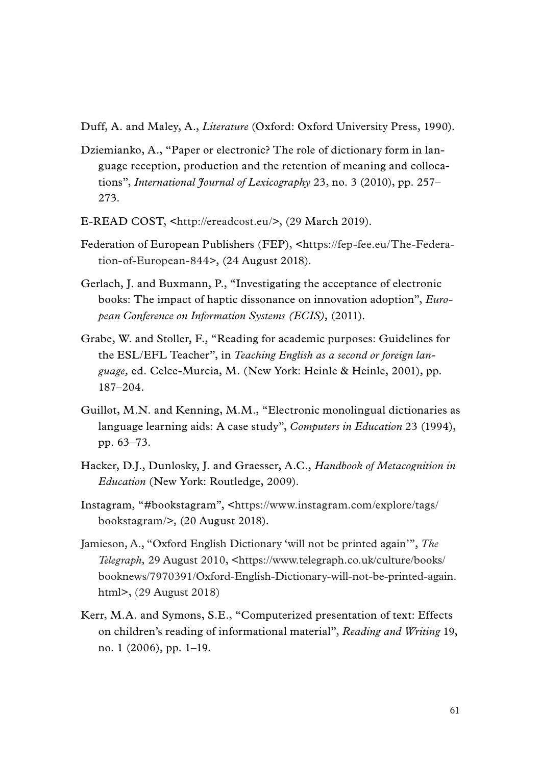Duff, A. and Maley, A., *Literature* (Oxford: Oxford University Press, 1990).

Dziemianko, A., "Paper or electronic? The role of dictionary form in language reception, production and the retention of meaning and collocations", *International Journal of Lexicography* 23, no. 3 (2010), pp. 257–273.

E-READ COST, <http://ereadcost.eu/>, (29 March 2019).

Federation of European Publishers (FEP), <https://fep-fee.eu/The-Federation-of-European-844>, (24 August 2018).

Gerlach, J. and Buxmann, P., "Investigating the acceptance of electronic books: The impact of haptic dissonance on innovation adoption", *European Conference on Information Systems (ECIS)*, (2011).

Grabe, W. and Stoller, F., "Reading for academic purposes: Guidelines for the ESL/EFL Teacher", in *Teaching English as a second or foreign language,* ed. Celce-Murcia, M. (New York: Heinle & Heinle, 2001), pp. 187–204.

Guillot, M.N. and Kenning, M.M., "Electronic monolingual dictionaries as language learning aids: A case study", *Computers in Education* 23 (1994), pp. 63–73.

Hacker, D.J., Dunlosky, J. and Graesser, A.C., *Handbook of Metacognition in Education* (New York: Routledge, 2009).

Instagram, "#bookstagram", <https://www.instagram.com/explore/tags/bookstagram/>, (20 August 2018).

Jamieson, A., "Oxford English Dictionary 'will not be printed again'", *The Telegraph,* 29 August 2010, <https://www.telegraph.co.uk/culture/books/booknews/7970391/Oxford-English-Dictionary-will-not-be-printed-again.html>, (29 August 2018)

Kerr, M.A. and Symons, S.E., "Computerized presentation of text: Effects on children's reading of informational material", *Reading and Writing* 19, no. 1 (2006), pp. 1–19.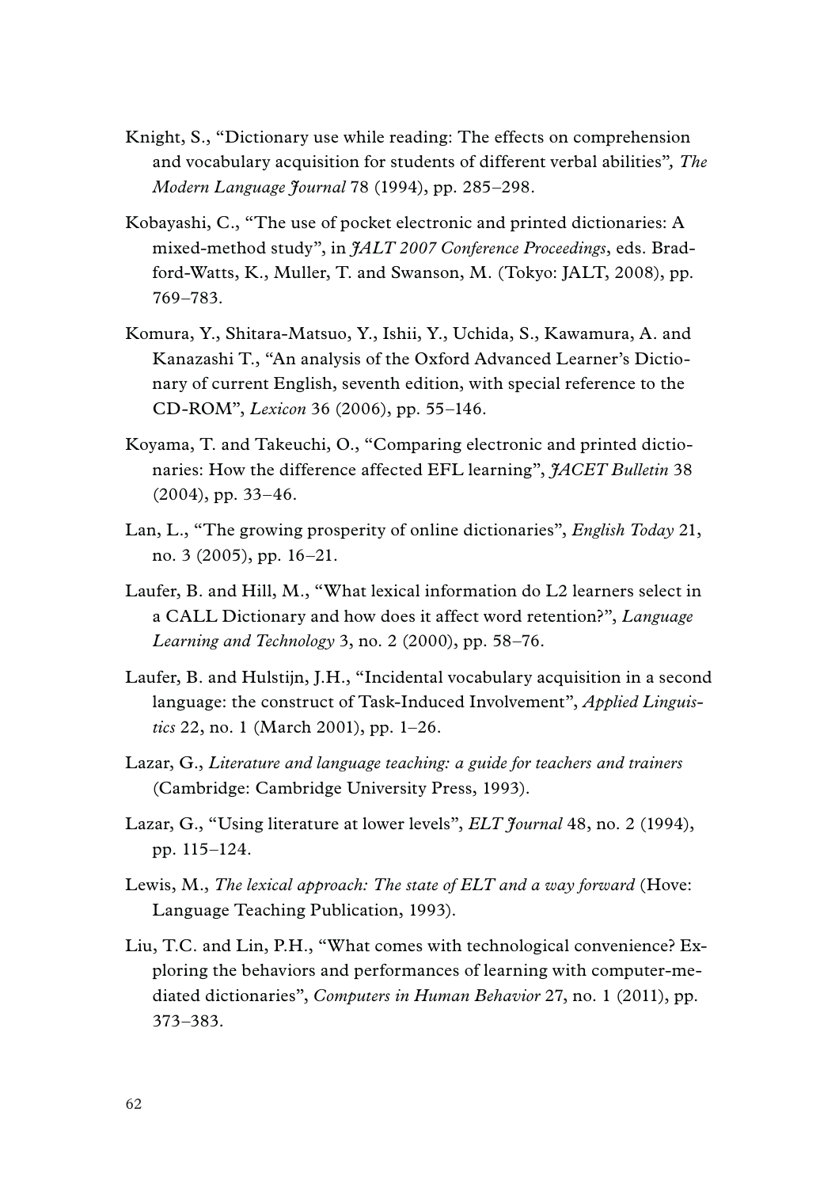Knight, S., "Dictionary use while reading: The effects on comprehension and vocabulary acquisition for students of different verbal abilities"*, The Modern Language Journal* 78 (1994), pp. 285–298.

Kobayashi, C., "The use of pocket electronic and printed dictionaries: A mixed-method study", in *JALT 2007 Conference Proceedings*, eds. Bradford-Watts, K., Muller, T. and Swanson, M. (Tokyo: JALT, 2008), pp. 769–783.

Komura, Y., Shitara-Matsuo, Y., Ishii, Y., Uchida, S., Kawamura, A. and Kanazashi T., "An analysis of the Oxford Advanced Learner's Dictionary of current English, seventh edition, with special reference to the CD-ROM", *Lexicon* 36 (2006), pp. 55–146.

Koyama, T. and Takeuchi, O., "Comparing electronic and printed dictionaries: How the difference affected EFL learning", *JACET Bulletin* 38 (2004), pp. 33–46.

Lan, L., "The growing prosperity of online dictionaries", *English Today* 21, no. 3 (2005), pp. 16–21.

Laufer, B. and Hill, M., "What lexical information do L2 learners select in a CALL Dictionary and how does it affect word retention?", *Language Learning and Technology* 3, no. 2 (2000), pp. 58–76.

Laufer, B. and Hulstijn, J.H., "Incidental vocabulary acquisition in a second language: the construct of Task-Induced Involvement", *Applied Linguistics* 22, no. 1 (March 2001), pp. 1–26.

Lazar, G., *Literature and language teaching: a guide for teachers and trainers* (Cambridge: Cambridge University Press, 1993).

Lazar, G., "Using literature at lower levels", *ELT Journal* 48, no. 2 (1994), pp. 115–124.

Lewis, M., *The lexical approach: The state of ELT and a way forward* (Hove: Language Teaching Publication, 1993).

Liu, T.C. and Lin, P.H., "What comes with technological convenience? Exploring the behaviors and performances of learning with computer-mediated dictionaries", *Computers in Human Behavior* 27, no. 1 (2011), pp. 373–383.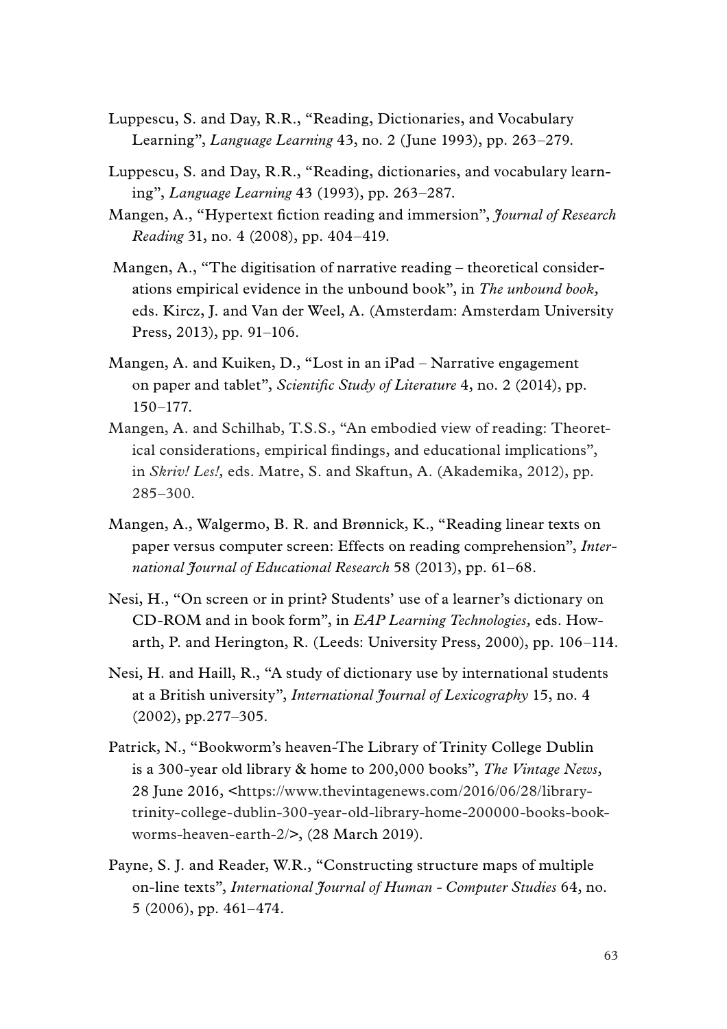Luppescu, S. and Day, R.R., "Reading, Dictionaries, and Vocabulary Learning", *Language Learning* 43, no. 2 (June 1993), pp. 263–279.

Luppescu, S. and Day, R.R., "Reading, dictionaries, and vocabulary learning", *Language Learning* 43 (1993), pp. 263–287.

Mangen, A., "Hypertext fiction reading and immersion", *Journal of Research Reading* 31, no. 4 (2008), pp. 404–419.

Mangen, A., "The digitisation of narrative reading – theoretical considerations empirical evidence in the unbound book", in *The unbound book,* eds. Kircz, J. and Van der Weel, A. (Amsterdam: Amsterdam University Press, 2013), pp. 91–106.

Mangen, A. and Kuiken, D., "Lost in an iPad – Narrative engagement on paper and tablet", *Scientific Study of Literature* 4, no. 2 (2014), pp. 150–177.

Mangen, A. and Schilhab, T.S.S., "An embodied view of reading: Theoretical considerations, empirical findings, and educational implications", in *Skriv! Les!,* eds. Matre, S. and Skaftun, A. (Akademika, 2012), pp. 285–300.

Mangen, A., Walgermo, B. R. and Brønnick, K., "Reading linear texts on paper versus computer screen: Effects on reading comprehension", *International Journal of Educational Research* 58 (2013), pp. 61–68.

Nesi, H., "On screen or in print? Students' use of a learner's dictionary on CD-ROM and in book form", in *EAP Learning Technologies,* eds. Howarth, P. and Herington, R. (Leeds: University Press, 2000), pp. 106–114.

Nesi, H. and Haill, R., "A study of dictionary use by international students at a British university", *International Journal of Lexicography* 15, no. 4 (2002), pp.277–305.

Patrick, N., "Bookworm's heaven-The Library of Trinity College Dublin is a 300-year old library & home to 200,000 books", *The Vintage News*, 28 June 2016, <https://www.thevintagenews.com/2016/06/28/library-trinity-college-dublin-300-year-old-library-home-200000-books-bookworms-heaven-earth-2/>, (28 March 2019).

Payne, S. J. and Reader, W.R., "Constructing structure maps of multiple on-line texts", *International Journal of Human - Computer Studies* 64, no. 5 (2006), pp. 461–474.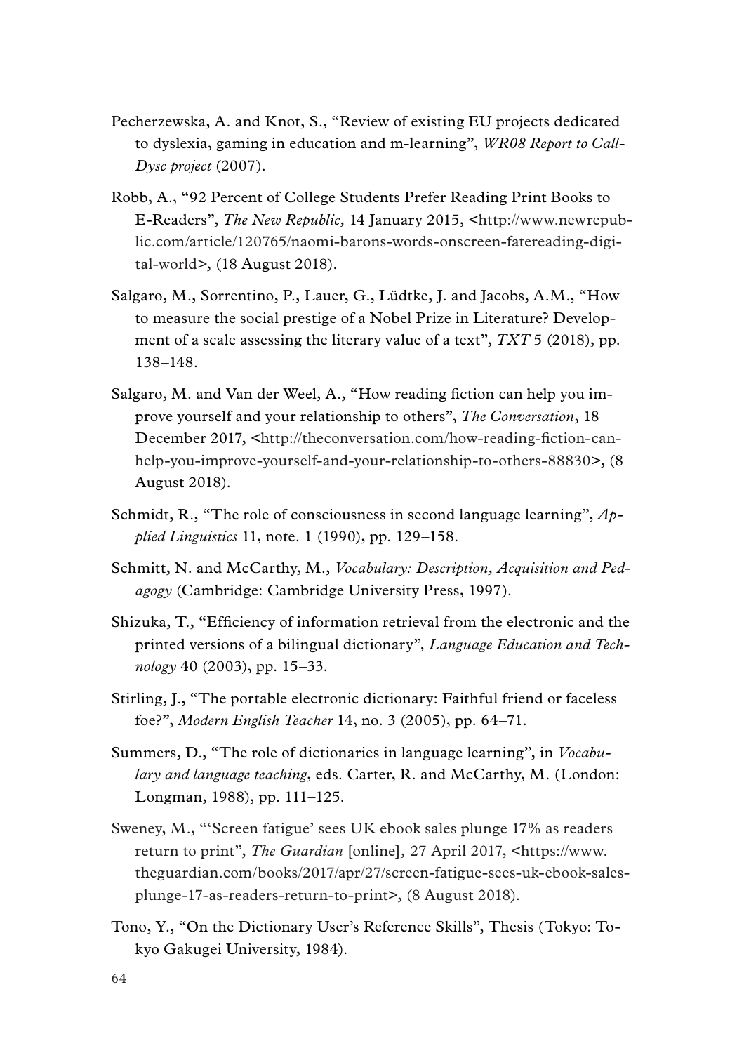Pecherzewska, A. and Knot, S., “Review of existing EU projects dedicated to dyslexia, gaming in education and m-learning”, *WR08 Report to Call-Dysc project* (2007).

Robb, A., “92 Percent of College Students Prefer Reading Print Books to E-Readers”, *The New Republic,* 14 January 2015, <http://www.newrepublic.com/article/120765/naomi-barons-words-onscreen-fatereading-digital-world>, (18 August 2018).

Salgaro, M., Sorrentino, P., Lauer, G., Lüdtke, J. and Jacobs, A.M., “How to measure the social prestige of a Nobel Prize in Literature? Development of a scale assessing the literary value of a text”, *TXT* 5 (2018), pp. 138–148.

Salgaro, M. and Van der Weel, A., “How reading fiction can help you improve yourself and your relationship to others”, *The Conversation*, 18 December 2017, <http://theconversation.com/how-reading-fiction-can-help-you-improve-yourself-and-your-relationship-to-others-88830>, (8 August 2018).

Schmidt, R., “The role of consciousness in second language learning”, *Applied Linguistics* 11, note. 1 (1990), pp. 129–158.

Schmitt, N. and McCarthy, M., *Vocabulary: Description, Acquisition and Pedagogy* (Cambridge: Cambridge University Press, 1997).

Shizuka, T., “Efficiency of information retrieval from the electronic and the printed versions of a bilingual dictionary”*, Language Education and Technology* 40 (2003), pp. 15–33.

Stirling, J., “The portable electronic dictionary: Faithful friend or faceless foe?”, *Modern English Teacher* 14, no. 3 (2005), pp. 64–71.

Summers, D., “The role of dictionaries in language learning”, in *Vocabulary and language teaching*, eds. Carter, R. and McCarthy, M. (London: Longman, 1988), pp. 111–125.

Sweney, M., “‘Screen fatigue’ sees UK ebook sales plunge 17% as readers return to print”, *The Guardian* [online], 27 April 2017, <https://www.theguardian.com/books/2017/apr/27/screen-fatigue-sees-uk-ebook-sales-plunge-17-as-readers-return-to-print>, (8 August 2018).

Tono, Y., “On the Dictionary User’s Reference Skills”, Thesis (Tokyo: Tokyo Gakugei University, 1984).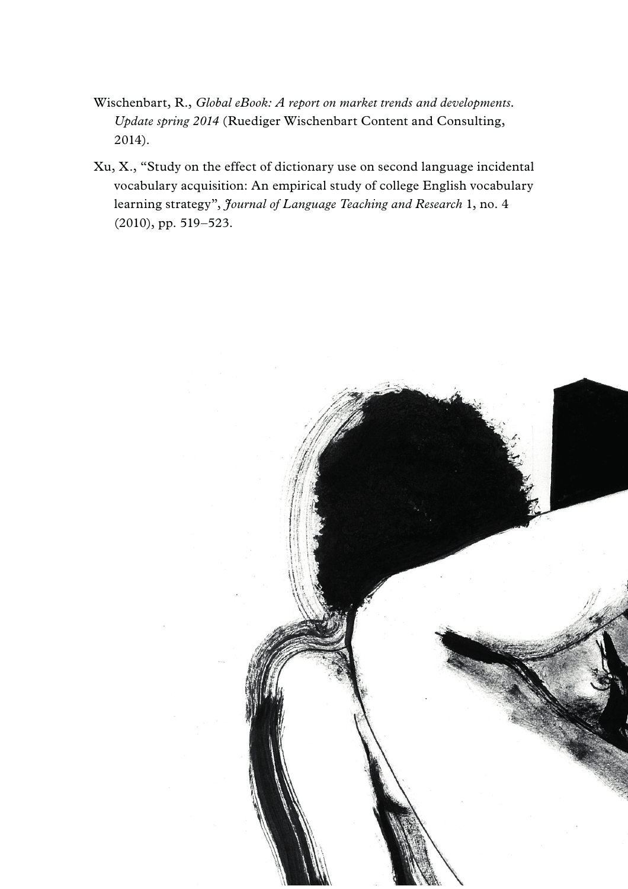Wischenbart, R., *Global eBook: A report on market trends and developments. Update spring 2014* (Ruediger Wischenbart Content and Consulting, 2014).

Xu, X., "Study on the effect of dictionary use on second language incidental vocabulary acquisition: An empirical study of college English vocabulary learning strategy", *Journal of Language Teaching and Research* 1, no. 4 (2010), pp. 519–523.